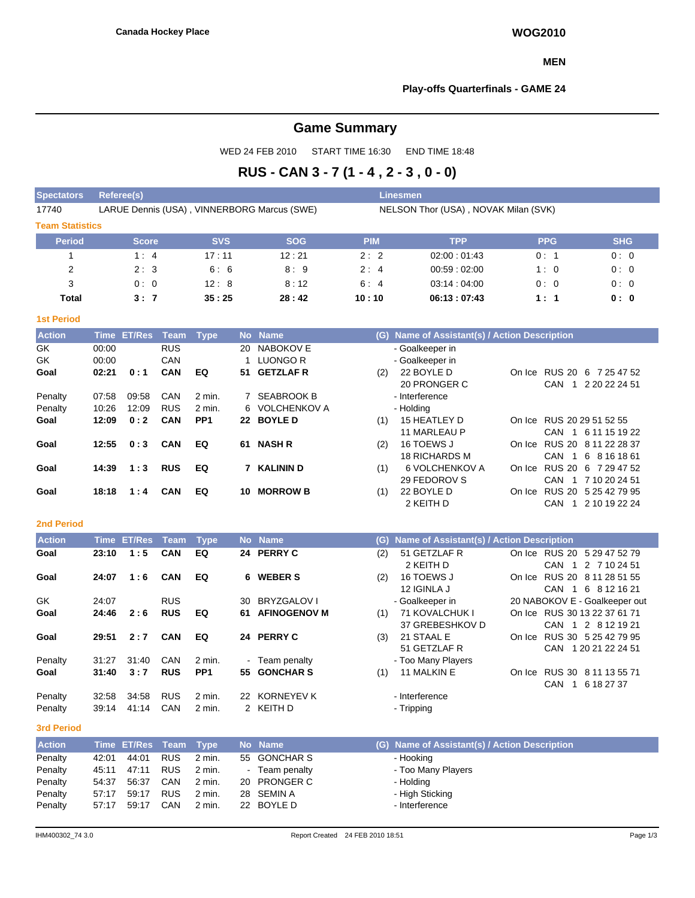**Canada Hockey Place**

**WOG2010**

**MEN**

**Play-offs Quarterfinals - GAME 24**

# Game Summary

WED 24 FEB 2010 START TIME 16:30 END TIME 18:48

## RUS - CAN 3 - 7 (1 - 4 , 2 - 3 , 0 - 0)

| Spectators | Referee(s) | Linesmen |
|---|---|---|
| 17740 | LARUE Dennis (USA) , VINNERBORG Marcus (SWE) | NELSON Thor (USA) , NOVAK Milan (SVK) |

**Team Statistics**

| Period | Score | SVS | SOG | PIM | TPP | PPG | SHG |
|---|---|---|---|---|---|---|---|
| 1 | 1 : 4 | 17 : 11 | 12 : 21 | 2 : 2 | 02:00 : 01:43 | 0 : 1 | 0 : 0 |
| 2 | 2 : 3 | 6 : 6 | 8 : 9 | 2 : 4 | 00:59 : 02:00 | 1 : 0 | 0 : 0 |
| 3 | 0 : 0 | 12 : 8 | 8 : 12 | 6 : 4 | 03:14 : 04:00 | 0 : 0 | 0 : 0 |
| **Total** | **3 : 7** | **35 : 25** | **28 : 42** | **10 : 10** | **06:13 : 07:43** | **1 : 1** | **0 : 0** |

**1st Period**

| Action | Time | ET/Res | Team | Type | No | Name | (G) | Name of Assistant(s) / Action Description | On Ice |
|---|---|---|---|---|---|---|---|---|---|
| GK | 00:00 | | RUS | | 20 | NABOKOV E | | - Goalkeeper in | |
| GK | 00:00 | | CAN | | 1 | LUONGO R | | - Goalkeeper in | |
| **Goal** | **02:21** | **0 : 1** | **CAN** | **EQ** | **51** | **GETZLAF R** | (2) | 22 BOYLE D<br>20 PRONGER C | RUS 20 6 7 25 47 52<br>CAN 1 2 20 22 24 51 |
| Penalty | 07:58 | 09:58 | CAN | 2 min. | 7 | SEABROOK B | | - Interference | |
| Penalty | 10:26 | 12:09 | RUS | 2 min. | 6 | VOLCHENKOV A | | - Holding | |
| **Goal** | **12:09** | **0 : 2** | **CAN** | **PP1** | **22** | **BOYLE D** | (1) | 15 HEATLEY D<br>11 MARLEAU P | RUS 20 29 51 52 55<br>CAN 1 6 11 15 19 22 |
| **Goal** | **12:55** | **0 : 3** | **CAN** | **EQ** | **61** | **NASH R** | (2) | 16 TOEWS J<br>18 RICHARDS M | RUS 20 8 11 22 28 37<br>CAN 1 6 8 16 18 61 |
| **Goal** | **14:39** | **1 : 3** | **RUS** | **EQ** | **7** | **KALININ D** | (1) | 6 VOLCHENKOV A<br>29 FEDOROV S | RUS 20 6 7 29 47 52<br>CAN 1 7 10 20 24 51 |
| **Goal** | **18:18** | **1 : 4** | **CAN** | **EQ** | **10** | **MORROW B** | (1) | 22 BOYLE D<br>2 KEITH D | RUS 20 5 25 42 79 95<br>CAN 1 2 10 19 22 24 |

**2nd Period**

| Action | Time | ET/Res | Team | Type | No | Name | (G) | Name of Assistant(s) / Action Description | On Ice |
|---|---|---|---|---|---|---|---|---|---|
| **Goal** | **23:10** | **1 : 5** | **CAN** | **EQ** | **24** | **PERRY C** | (2) | 51 GETZLAF R<br>2 KEITH D | RUS 20 5 29 47 52 79<br>CAN 1 2 7 10 24 51 |
| **Goal** | **24:07** | **1 : 6** | **CAN** | **EQ** | **6** | **WEBER S** | (2) | 16 TOEWS J<br>12 IGINLA J | RUS 20 8 11 28 51 55<br>CAN 1 6 8 12 16 21 |
| GK | 24:07 | | RUS | | 30 | BRYZGALOV I | | - Goalkeeper in | 20 NABOKOV E - Goalkeeper out |
| **Goal** | **24:46** | **2 : 6** | **RUS** | **EQ** | **61** | **AFINOGENOV M** | (1) | 71 KOVALCHUK I<br>37 GREBESHKOV D | RUS 30 13 22 37 61 71<br>CAN 1 2 8 12 19 21 |
| **Goal** | **29:51** | **2 : 7** | **CAN** | **EQ** | **24** | **PERRY C** | (3) | 21 STAAL E<br>51 GETZLAF R | RUS 30 5 25 42 79 95<br>CAN 1 20 21 22 24 51 |
| Penalty | 31:27 | 31:40 | CAN | 2 min. | - | Team penalty | | - Too Many Players | |
| **Goal** | **31:40** | **3 : 7** | **RUS** | **PP1** | **55** | **GONCHAR S** | (1) | 11 MALKIN E | RUS 30 8 11 13 55 71<br>CAN 1 6 18 27 37 |
| Penalty | 32:58 | 34:58 | RUS | 2 min. | 22 | KORNEYEV K | | - Interference | |
| Penalty | 39:14 | 41:14 | CAN | 2 min. | 2 | KEITH D | | - Tripping | |

**3rd Period**

| Action | Time | ET/Res | Team | Type | No | Name | (G) | Name of Assistant(s) / Action Description |
|---|---|---|---|---|---|---|---|---|
| Penalty | 42:01 | 44:01 | RUS | 2 min. | 55 | GONCHAR S | | - Hooking |
| Penalty | 45:11 | 47:11 | RUS | 2 min. | - | Team penalty | | - Too Many Players |
| Penalty | 54:37 | 56:37 | CAN | 2 min. | 20 | PRONGER C | | - Holding |
| Penalty | 57:17 | 59:17 | RUS | 2 min. | 28 | SEMIN A | | - High Sticking |
| Penalty | 57:17 | 59:17 | CAN | 2 min. | 22 | BOYLE D | | - Interference |

IHM400302_74 3.0 Report Created 24 FEB 2010 18:51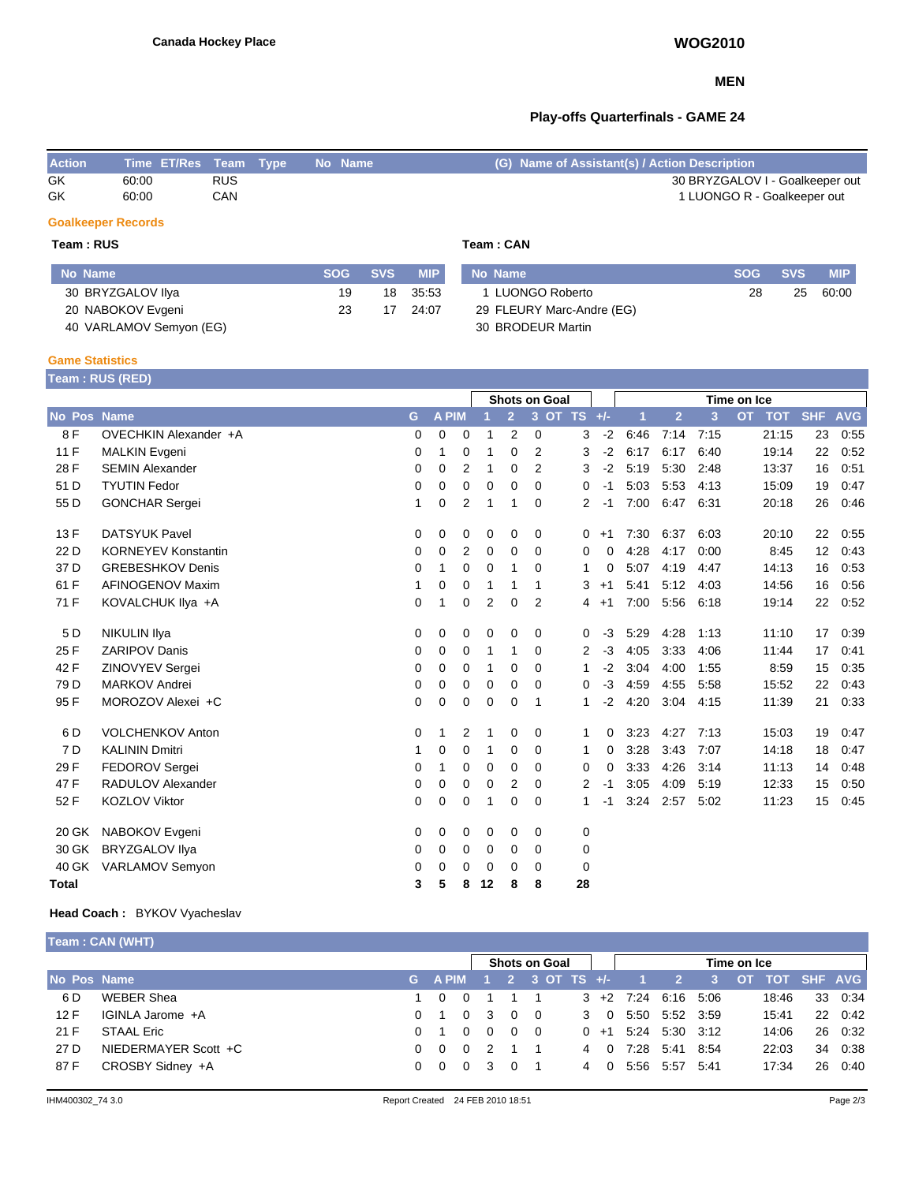Canada Hockey Place

**WOG2010**

**MEN**

**Play-offs Quarterfinals - GAME 24**

| Action | Time | ET/Res | Team | Type | No | Name | (G) Name of Assistant(s) / Action Description |
|---|---|---|---|---|---|---|---|
| GK | 60:00 | | RUS | | | | 30 BRYZGALOV I - Goalkeeper out |
| GK | 60:00 | | CAN | | | | 1 LUONGO R - Goalkeeper out |

## Goalkeeper Records

**Team : RUS**

| No | Name | SOG | SVS | MIP |
|---|---|---|---|---|
| 30 | BRYZGALOV Ilya | 19 | 18 | 35:53 |
| 20 | NABOKOV Evgeni | 23 | 17 | 24:07 |
| 40 | VARLAMOV Semyon (EG) | | | |

**Team : CAN**

| No | Name | SOG | SVS | MIP |
|---|---|---|---|---|
| 1 | LUONGO Roberto | 28 | 25 | 60:00 |
| 29 | FLEURY Marc-Andre (EG) | | | |
| 30 | BRODEUR Martin | | | |

## Game Statistics

**Team : RUS (RED)**

| | | | | | | Shots on Goal | | | | | | Time on Ice | | | | | | |
|---|---|---|---|---|---|---|---|---|---|---|---|---|---|---|---|---|---|---|
| No | Pos | Name | G | A | PIM | 1 | 2 | 3 | OT | TS | +/- | 1 | 2 | 3 | OT | TOT | SHF | AVG |
| 8 | F | OVECHKIN Alexander +A | 0 | 0 | 0 | 1 | 2 | 0 | | 3 | -2 | 6:46 | 7:14 | 7:15 | | 21:15 | 23 | 0:55 |
| 11 | F | MALKIN Evgeni | 0 | 1 | 0 | 1 | 0 | 2 | | 3 | -2 | 6:17 | 6:17 | 6:40 | | 19:14 | 22 | 0:52 |
| 28 | F | SEMIN Alexander | 0 | 0 | 2 | 1 | 0 | 2 | | 3 | -2 | 5:19 | 5:30 | 2:48 | | 13:37 | 16 | 0:51 |
| 51 | D | TYUTIN Fedor | 0 | 0 | 0 | 0 | 0 | 0 | | 0 | -1 | 5:03 | 5:53 | 4:13 | | 15:09 | 19 | 0:47 |
| 55 | D | GONCHAR Sergei | 1 | 0 | 2 | 1 | 1 | 0 | | 2 | -1 | 7:00 | 6:47 | 6:31 | | 20:18 | 26 | 0:46 |
| 13 | F | DATSYUK Pavel | 0 | 0 | 0 | 0 | 0 | 0 | | 0 | +1 | 7:30 | 6:37 | 6:03 | | 20:10 | 22 | 0:55 |
| 22 | D | KORNEYEV Konstantin | 0 | 0 | 2 | 0 | 0 | 0 | | 0 | 0 | 4:28 | 4:17 | 0:00 | | 8:45 | 12 | 0:43 |
| 37 | D | GREBESHKOV Denis | 0 | 1 | 0 | 0 | 1 | 0 | | 1 | 0 | 5:07 | 4:19 | 4:47 | | 14:13 | 16 | 0:53 |
| 61 | F | AFINOGENOV Maxim | 1 | 0 | 0 | 1 | 1 | 1 | | 3 | +1 | 5:41 | 5:12 | 4:03 | | 14:56 | 16 | 0:56 |
| 71 | F | KOVALCHUK Ilya +A | 0 | 1 | 0 | 2 | 0 | 2 | | 4 | +1 | 7:00 | 5:56 | 6:18 | | 19:14 | 22 | 0:52 |
| 5 | D | NIKULIN Ilya | 0 | 0 | 0 | 0 | 0 | 0 | | 0 | -3 | 5:29 | 4:28 | 1:13 | | 11:10 | 17 | 0:39 |
| 25 | F | ZARIPOV Danis | 0 | 0 | 0 | 1 | 1 | 0 | | 2 | -3 | 4:05 | 3:33 | 4:06 | | 11:44 | 17 | 0:41 |
| 42 | F | ZINOVYEV Sergei | 0 | 0 | 0 | 1 | 0 | 0 | | 1 | -2 | 3:04 | 4:00 | 1:55 | | 8:59 | 15 | 0:35 |
| 79 | D | MARKOV Andrei | 0 | 0 | 0 | 0 | 0 | 0 | | 0 | -3 | 4:59 | 4:55 | 5:58 | | 15:52 | 22 | 0:43 |
| 95 | F | MOROZOV Alexei +C | 0 | 0 | 0 | 0 | 0 | 1 | | 1 | -2 | 4:20 | 3:04 | 4:15 | | 11:39 | 21 | 0:33 |
| 6 | D | VOLCHENKOV Anton | 0 | 1 | 2 | 1 | 0 | 0 | | 1 | 0 | 3:23 | 4:27 | 7:13 | | 15:03 | 19 | 0:47 |
| 7 | D | KALININ Dmitri | 1 | 0 | 0 | 1 | 0 | 0 | | 1 | 0 | 3:28 | 3:43 | 7:07 | | 14:18 | 18 | 0:47 |
| 29 | F | FEDOROV Sergei | 0 | 1 | 0 | 0 | 0 | 0 | | 0 | 0 | 3:33 | 4:26 | 3:14 | | 11:13 | 14 | 0:48 |
| 47 | F | RADULOV Alexander | 0 | 0 | 0 | 0 | 2 | 0 | | 2 | -1 | 3:05 | 4:09 | 5:19 | | 12:33 | 15 | 0:50 |
| 52 | F | KOZLOV Viktor | 0 | 0 | 0 | 1 | 0 | 0 | | 1 | -1 | 3:24 | 2:57 | 5:02 | | 11:23 | 15 | 0:45 |
| 20 | GK | NABOKOV Evgeni | 0 | 0 | 0 | 0 | 0 | 0 | | 0 | | | | | | | | |
| 30 | GK | BRYZGALOV Ilya | 0 | 0 | 0 | 0 | 0 | 0 | | 0 | | | | | | | | |
| 40 | GK | VARLAMOV Semyon | 0 | 0 | 0 | 0 | 0 | 0 | | 0 | | | | | | | | |
| Total | | | 3 | 5 | 8 | 12 | 8 | 8 | | 28 | | | | | | | | |

**Head Coach :** BYKOV Vyacheslav

**Team : CAN (WHT)**

| | | | | | | Shots on Goal | | | | | | Time on Ice | | | | | | |
|---|---|---|---|---|---|---|---|---|---|---|---|---|---|---|---|---|---|---|
| No | Pos | Name | G | A | PIM | 1 | 2 | 3 | OT | TS | +/- | 1 | 2 | 3 | OT | TOT | SHF | AVG |
| 6 | D | WEBER Shea | 1 | 0 | 0 | 1 | 1 | 1 | | 3 | +2 | 7:24 | 6:16 | 5:06 | | 18:46 | 33 | 0:34 |
| 12 | F | IGINLA Jarome +A | 0 | 1 | 0 | 3 | 0 | 0 | | 3 | 0 | 5:50 | 5:52 | 3:59 | | 15:41 | 22 | 0:42 |
| 21 | F | STAAL Eric | 0 | 1 | 0 | 0 | 0 | 0 | | 0 | +1 | 5:24 | 5:30 | 3:12 | | 14:06 | 26 | 0:32 |
| 27 | D | NIEDERMAYER Scott +C | 0 | 0 | 0 | 2 | 1 | 1 | | 4 | 0 | 7:28 | 5:41 | 8:54 | | 22:03 | 34 | 0:38 |
| 87 | F | CROSBY Sidney +A | 0 | 0 | 0 | 3 | 0 | 1 | | 4 | 0 | 5:56 | 5:57 | 5:41 | | 17:34 | 26 | 0:40 |

IHM400302_74 3.0 Report Created 24 FEB 2010 18:51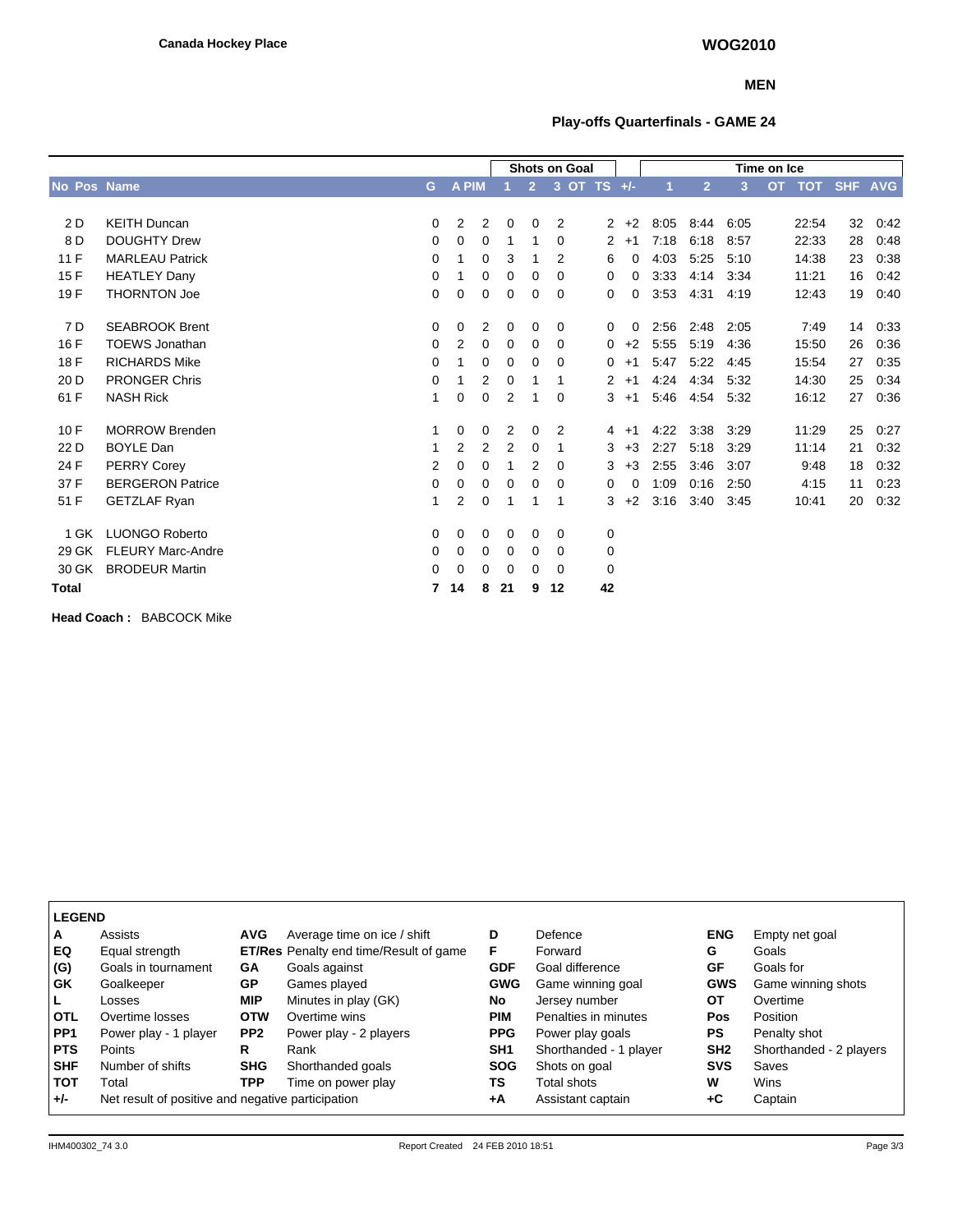**Canada Hockey Place**

**WOG2010**

**MEN**

**Play-offs Quarterfinals - GAME 24**

| No | Pos | Name | G | A | PIM | Shots on Goal 1 | 2 | 3 | OT | TS | +/- | Time on Ice 1 | 2 | 3 | OT | TOT | SHF | AVG |
|---|---|---|---|---|---|---|---|---|---|---|---|---|---|---|---|---|---|---|
| 2 | D | KEITH Duncan | 0 | 2 | 2 | 0 | 0 | 2 | | 2 | +2 | 8:05 | 8:44 | 6:05 | | 22:54 | 32 | 0:42 |
| 8 | D | DOUGHTY Drew | 0 | 0 | 0 | 1 | 1 | 0 | | 2 | +1 | 7:18 | 6:18 | 8:57 | | 22:33 | 28 | 0:48 |
| 11 | F | MARLEAU Patrick | 0 | 1 | 0 | 3 | 1 | 2 | | 6 | 0 | 4:03 | 5:25 | 5:10 | | 14:38 | 23 | 0:38 |
| 15 | F | HEATLEY Dany | 0 | 1 | 0 | 0 | 0 | 0 | | 0 | 0 | 3:33 | 4:14 | 3:34 | | 11:21 | 16 | 0:42 |
| 19 | F | THORNTON Joe | 0 | 0 | 0 | 0 | 0 | 0 | | 0 | 0 | 3:53 | 4:31 | 4:19 | | 12:43 | 19 | 0:40 |
| 7 | D | SEABROOK Brent | 0 | 0 | 2 | 0 | 0 | 0 | | 0 | 0 | 2:56 | 2:48 | 2:05 | | 7:49 | 14 | 0:33 |
| 16 | F | TOEWS Jonathan | 0 | 2 | 0 | 0 | 0 | 0 | | 0 | +2 | 5:55 | 5:19 | 4:36 | | 15:50 | 26 | 0:36 |
| 18 | F | RICHARDS Mike | 0 | 1 | 0 | 0 | 0 | 0 | | 0 | +1 | 5:47 | 5:22 | 4:45 | | 15:54 | 27 | 0:35 |
| 20 | D | PRONGER Chris | 0 | 1 | 2 | 0 | 1 | 1 | | 2 | +1 | 4:24 | 4:34 | 5:32 | | 14:30 | 25 | 0:34 |
| 61 | F | NASH Rick | 1 | 0 | 0 | 2 | 1 | 0 | | 3 | +1 | 5:46 | 4:54 | 5:32 | | 16:12 | 27 | 0:36 |
| 10 | F | MORROW Brenden | 1 | 0 | 0 | 2 | 0 | 2 | | 4 | +1 | 4:22 | 3:38 | 3:29 | | 11:29 | 25 | 0:27 |
| 22 | D | BOYLE Dan | 1 | 2 | 2 | 2 | 0 | 1 | | 3 | +3 | 2:27 | 5:18 | 3:29 | | 11:14 | 21 | 0:32 |
| 24 | F | PERRY Corey | 2 | 0 | 0 | 1 | 2 | 0 | | 3 | +3 | 2:55 | 3:46 | 3:07 | | 9:48 | 18 | 0:32 |
| 37 | F | BERGERON Patrice | 0 | 0 | 0 | 0 | 0 | 0 | | 0 | 0 | 1:09 | 0:16 | 2:50 | | 4:15 | 11 | 0:23 |
| 51 | F | GETZLAF Ryan | 1 | 2 | 0 | 1 | 1 | 1 | | 3 | +2 | 3:16 | 3:40 | 3:45 | | 10:41 | 20 | 0:32 |
| 1 | GK | LUONGO Roberto | 0 | 0 | 0 | 0 | 0 | 0 | | 0 | | | | | | | | |
| 29 | GK | FLEURY Marc-Andre | 0 | 0 | 0 | 0 | 0 | 0 | | 0 | | | | | | | | |
| 30 | GK | BRODEUR Martin | 0 | 0 | 0 | 0 | 0 | 0 | | 0 | | | | | | | | |
| **Total** | | | **7** | **14** | **8** | **21** | **9** | **12** | | **42** | | | | | | | | |

**Head Coach :** BABCOCK Mike

| LEGEND | | | | | | | |
|---|---|---|---|---|---|---|---|
| **A** | Assists | **AVG** | Average time on ice / shift | **D** | Defence | **ENG** | Empty net goal |
| **EQ** | Equal strength | **ET/Res** | Penalty end time/Result of game | **F** | Forward | **G** | Goals |
| **(G)** | Goals in tournament | **GA** | Goals against | **GDF** | Goal difference | **GF** | Goals for |
| **GK** | Goalkeeper | **GP** | Games played | **GWG** | Game winning goal | **GWS** | Game winning shots |
| **L** | Losses | **MIP** | Minutes in play (GK) | **No** | Jersey number | **OT** | Overtime |
| **OTL** | Overtime losses | **OTW** | Overtime wins | **PIM** | Penalties in minutes | **Pos** | Position |
| **PP1** | Power play - 1 player | **PP2** | Power play - 2 players | **PPG** | Power play goals | **PS** | Penalty shot |
| **PTS** | Points | **R** | Rank | **SH1** | Shorthanded - 1 player | **SH2** | Shorthanded - 2 players |
| **SHF** | Number of shifts | **SHG** | Shorthanded goals | **SOG** | Shots on goal | **SVS** | Saves |
| **TOT** | Total | **TPP** | Time on power play | **TS** | Total shots | **W** | Wins |
| **+/-** | Net result of positive and negative participation | | | **+A** | Assistant captain | **+C** | Captain |

IHM400302_74 3.0 Report Created 24 FEB 2010 18:51